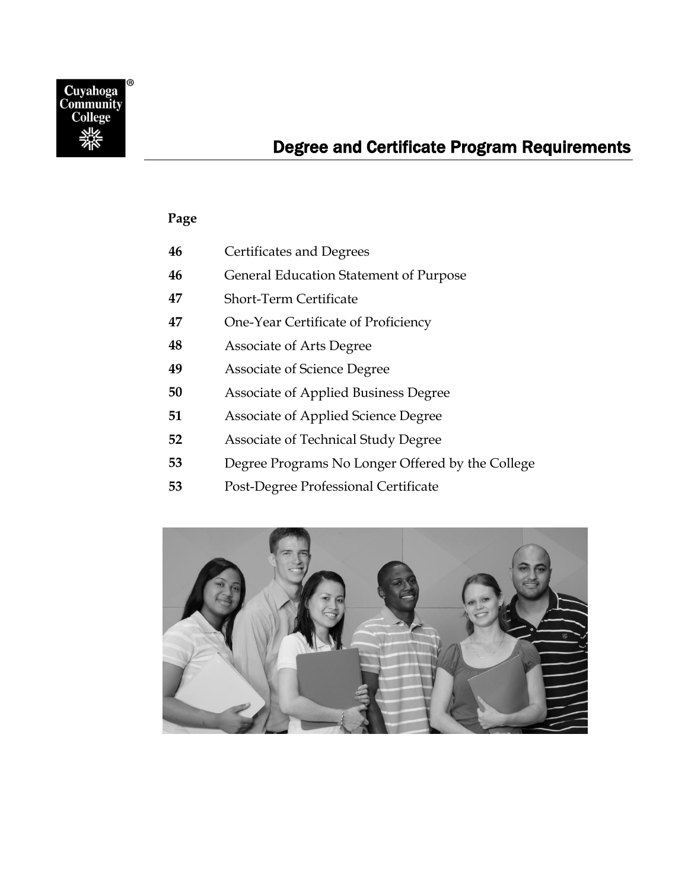# Degree and Certificate Program Requirements

| Page | |
|---|---|
| **46** | Certificates and Degrees |
| **46** | General Education Statement of Purpose |
| **47** | Short-Term Certificate |
| **47** | One-Year Certificate of Proficiency |
| **48** | Associate of Arts Degree |
| **49** | Associate of Science Degree |
| **50** | Associate of Applied Business Degree |
| **51** | Associate of Applied Science Degree |
| **52** | Associate of Technical Study Degree |
| **53** | Degree Programs No Longer Offered by the College |
| **53** | Post-Degree Professional Certificate |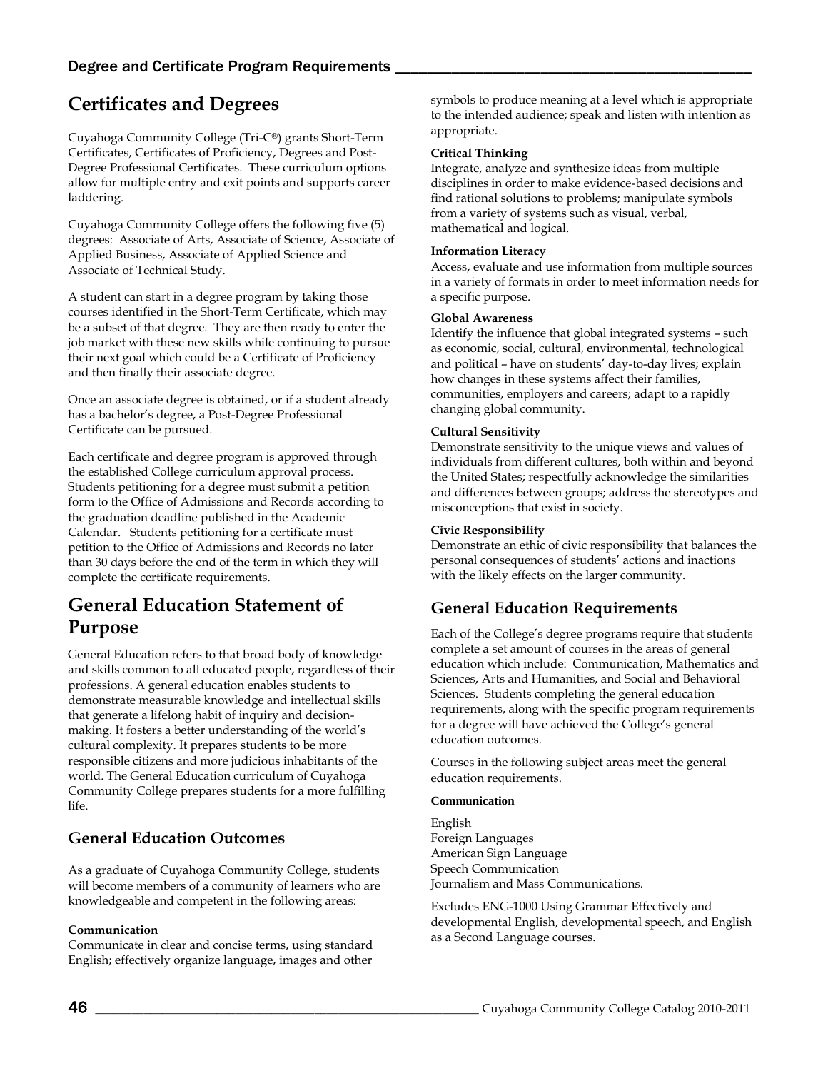## Certificates and Degrees

Cuyahoga Community College (Tri-C®) grants Short-Term Certificates, Certificates of Proficiency, Degrees and Post-Degree Professional Certificates. These curriculum options allow for multiple entry and exit points and supports career laddering.

Cuyahoga Community College offers the following five (5) degrees: Associate of Arts, Associate of Science, Associate of Applied Business, Associate of Applied Science and Associate of Technical Study.

A student can start in a degree program by taking those courses identified in the Short-Term Certificate, which may be a subset of that degree. They are then ready to enter the job market with these new skills while continuing to pursue their next goal which could be a Certificate of Proficiency and then finally their associate degree.

Once an associate degree is obtained, or if a student already has a bachelor's degree, a Post-Degree Professional Certificate can be pursued.

Each certificate and degree program is approved through the established College curriculum approval process. Students petitioning for a degree must submit a petition form to the Office of Admissions and Records according to the graduation deadline published in the Academic Calendar. Students petitioning for a certificate must petition to the Office of Admissions and Records no later than 30 days before the end of the term in which they will complete the certificate requirements.

## General Education Statement of Purpose

General Education refers to that broad body of knowledge and skills common to all educated people, regardless of their professions. A general education enables students to demonstrate measurable knowledge and intellectual skills that generate a lifelong habit of inquiry and decision-making. It fosters a better understanding of the world's cultural complexity. It prepares students to be more responsible citizens and more judicious inhabitants of the world. The General Education curriculum of Cuyahoga Community College prepares students for a more fulfilling life.

### General Education Outcomes

As a graduate of Cuyahoga Community College, students will become members of a community of learners who are knowledgeable and competent in the following areas:

**Communication**
Communicate in clear and concise terms, using standard English; effectively organize language, images and other symbols to produce meaning at a level which is appropriate to the intended audience; speak and listen with intention as appropriate.

**Critical Thinking**
Integrate, analyze and synthesize ideas from multiple disciplines in order to make evidence-based decisions and find rational solutions to problems; manipulate symbols from a variety of systems such as visual, verbal, mathematical and logical.

**Information Literacy**
Access, evaluate and use information from multiple sources in a variety of formats in order to meet information needs for a specific purpose.

**Global Awareness**
Identify the influence that global integrated systems – such as economic, social, cultural, environmental, technological and political – have on students' day-to-day lives; explain how changes in these systems affect their families, communities, employers and careers; adapt to a rapidly changing global community.

**Cultural Sensitivity**
Demonstrate sensitivity to the unique views and values of individuals from different cultures, both within and beyond the United States; respectfully acknowledge the similarities and differences between groups; address the stereotypes and misconceptions that exist in society.

**Civic Responsibility**
Demonstrate an ethic of civic responsibility that balances the personal consequences of students' actions and inactions with the likely effects on the larger community.

### General Education Requirements

Each of the College's degree programs require that students complete a set amount of courses in the areas of general education which include: Communication, Mathematics and Sciences, Arts and Humanities, and Social and Behavioral Sciences. Students completing the general education requirements, along with the specific program requirements for a degree will have achieved the College's general education outcomes.

Courses in the following subject areas meet the general education requirements.

**Communication**

English
Foreign Languages
American Sign Language
Speech Communication
Journalism and Mass Communications.

Excludes ENG-1000 Using Grammar Effectively and developmental English, developmental speech, and English as a Second Language courses.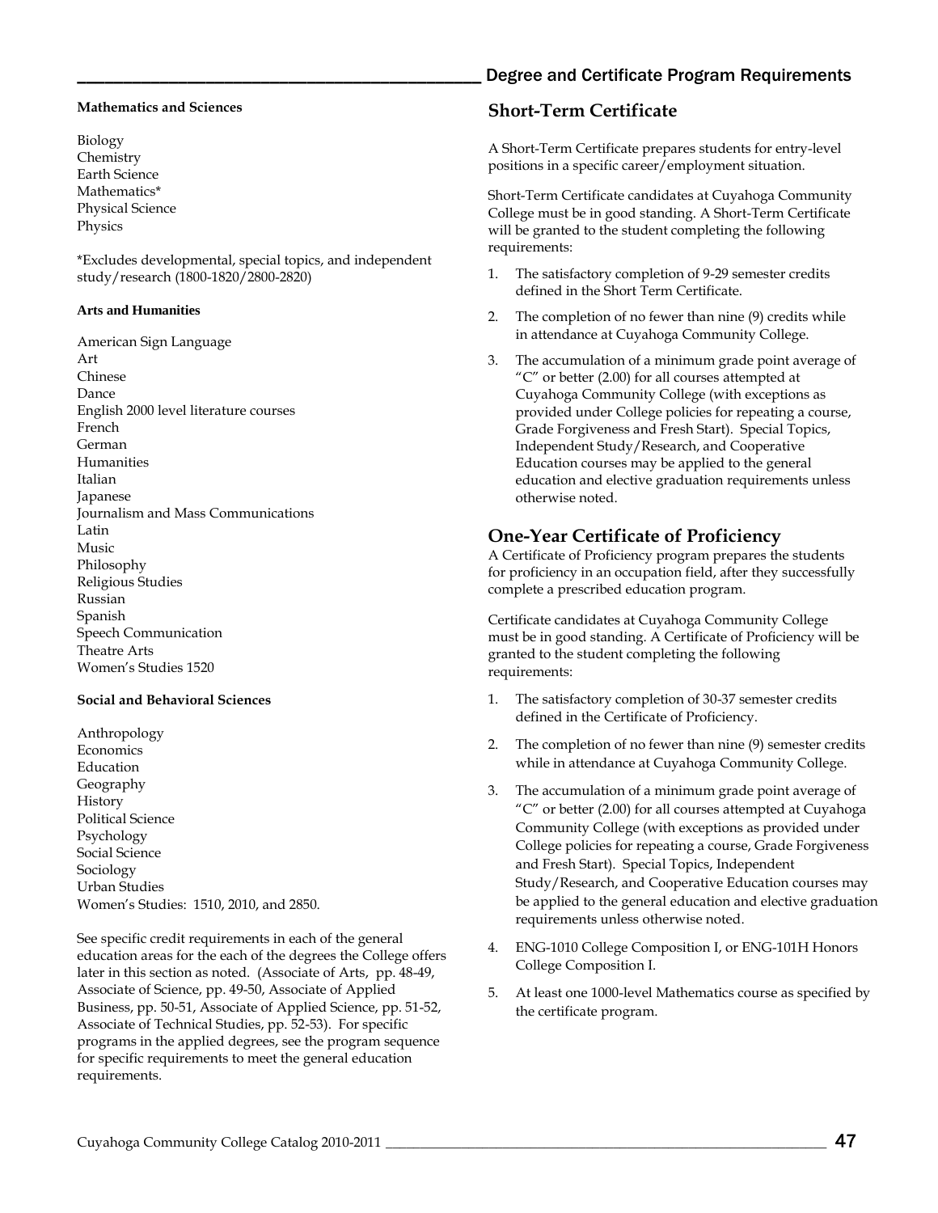**Mathematics and Sciences**

Biology
Chemistry
Earth Science
Mathematics*
Physical Science
Physics

*Excludes developmental, special topics, and independent study/research (1800-1820/2800-2820)

**Arts and Humanities**

American Sign Language
Art
Chinese
Dance
English 2000 level literature courses
French
German
Humanities
Italian
Japanese
Journalism and Mass Communications
Latin
Music
Philosophy
Religious Studies
Russian
Spanish
Speech Communication
Theatre Arts
Women's Studies 1520

**Social and Behavioral Sciences**

Anthropology
Economics
Education
Geography
History
Political Science
Psychology
Social Science
Sociology
Urban Studies
Women's Studies: 1510, 2010, and 2850.

See specific credit requirements in each of the general education areas for the each of the degrees the College offers later in this section as noted. (Associate of Arts, pp. 48-49, Associate of Science, pp. 49-50, Associate of Applied Business, pp. 50-51, Associate of Applied Science, pp. 51-52, Associate of Technical Studies, pp. 52-53). For specific programs in the applied degrees, see the program sequence for specific requirements to meet the general education requirements.

## Short-Term Certificate

A Short-Term Certificate prepares students for entry-level positions in a specific career/employment situation.

Short-Term Certificate candidates at Cuyahoga Community College must be in good standing. A Short-Term Certificate will be granted to the student completing the following requirements:

1. The satisfactory completion of 9-29 semester credits defined in the Short Term Certificate.
2. The completion of no fewer than nine (9) credits while in attendance at Cuyahoga Community College.
3. The accumulation of a minimum grade point average of "C" or better (2.00) for all courses attempted at Cuyahoga Community College (with exceptions as provided under College policies for repeating a course, Grade Forgiveness and Fresh Start). Special Topics, Independent Study/Research, and Cooperative Education courses may be applied to the general education and elective graduation requirements unless otherwise noted.

## One-Year Certificate of Proficiency

A Certificate of Proficiency program prepares the students for proficiency in an occupation field, after they successfully complete a prescribed education program.

Certificate candidates at Cuyahoga Community College must be in good standing. A Certificate of Proficiency will be granted to the student completing the following requirements:

1. The satisfactory completion of 30-37 semester credits defined in the Certificate of Proficiency.
2. The completion of no fewer than nine (9) semester credits while in attendance at Cuyahoga Community College.
3. The accumulation of a minimum grade point average of "C" or better (2.00) for all courses attempted at Cuyahoga Community College (with exceptions as provided under College policies for repeating a course, Grade Forgiveness and Fresh Start). Special Topics, Independent Study/Research, and Cooperative Education courses may be applied to the general education and elective graduation requirements unless otherwise noted.
4. ENG-1010 College Composition I, or ENG-101H Honors College Composition I.
5. At least one 1000-level Mathematics course as specified by the certificate program.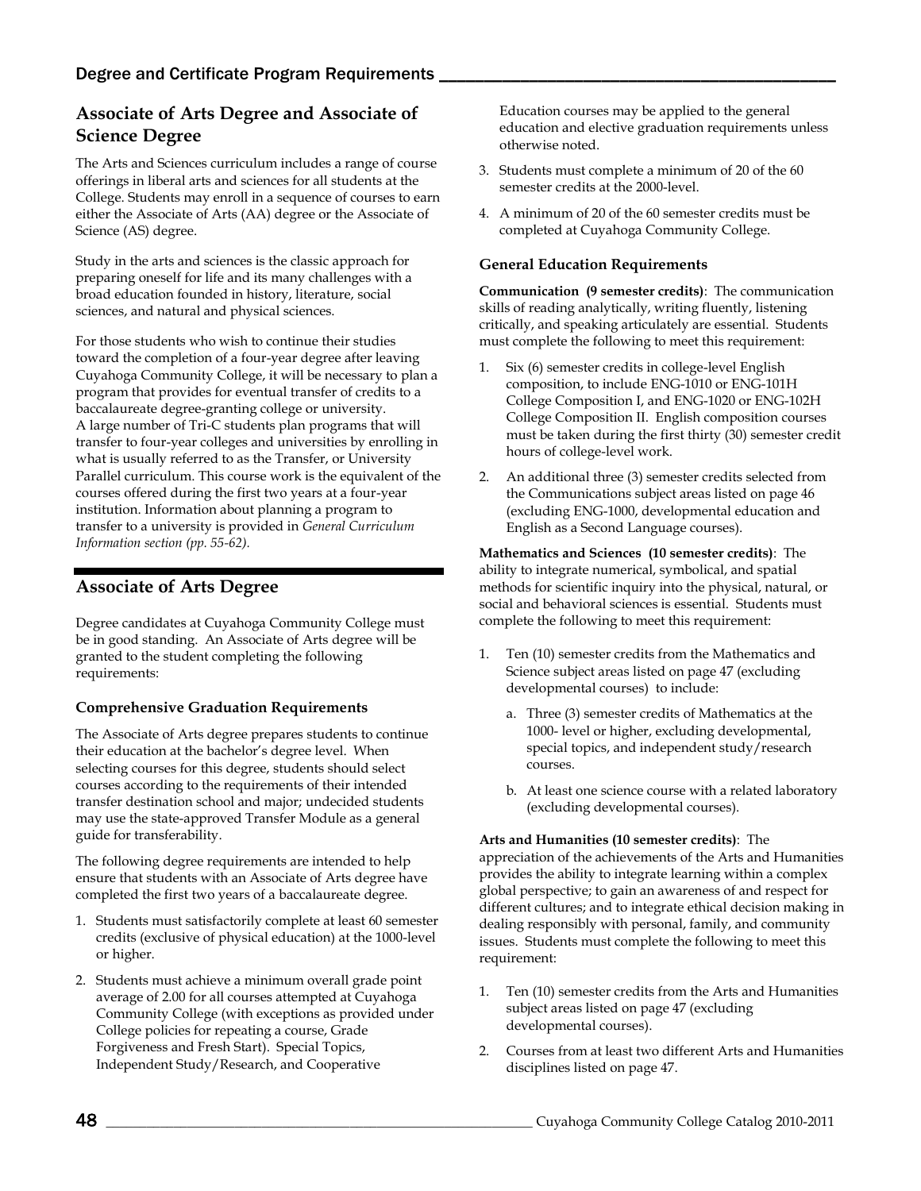## Associate of Arts Degree and Associate of Science Degree

The Arts and Sciences curriculum includes a range of course offerings in liberal arts and sciences for all students at the College. Students may enroll in a sequence of courses to earn either the Associate of Arts (AA) degree or the Associate of Science (AS) degree.

Study in the arts and sciences is the classic approach for preparing oneself for life and its many challenges with a broad education founded in history, literature, social sciences, and natural and physical sciences.

For those students who wish to continue their studies toward the completion of a four-year degree after leaving Cuyahoga Community College, it will be necessary to plan a program that provides for eventual transfer of credits to a baccalaureate degree-granting college or university. A large number of Tri-C students plan programs that will transfer to four-year colleges and universities by enrolling in what is usually referred to as the Transfer, or University Parallel curriculum. This course work is the equivalent of the courses offered during the first two years at a four-year institution. Information about planning a program to transfer to a university is provided in *General Curriculum Information section (pp. 55-62).*

## Associate of Arts Degree

Degree candidates at Cuyahoga Community College must be in good standing. An Associate of Arts degree will be granted to the student completing the following requirements:

### Comprehensive Graduation Requirements

The Associate of Arts degree prepares students to continue their education at the bachelor's degree level. When selecting courses for this degree, students should select courses according to the requirements of their intended transfer destination school and major; undecided students may use the state-approved Transfer Module as a general guide for transferability.

The following degree requirements are intended to help ensure that students with an Associate of Arts degree have completed the first two years of a baccalaureate degree.

1. Students must satisfactorily complete at least 60 semester credits (exclusive of physical education) at the 1000-level or higher.
2. Students must achieve a minimum overall grade point average of 2.00 for all courses attempted at Cuyahoga Community College (with exceptions as provided under College policies for repeating a course, Grade Forgiveness and Fresh Start). Special Topics, Independent Study/Research, and Cooperative Education courses may be applied to the general education and elective graduation requirements unless otherwise noted.
3. Students must complete a minimum of 20 of the 60 semester credits at the 2000-level.
4. A minimum of 20 of the 60 semester credits must be completed at Cuyahoga Community College.

### General Education Requirements

**Communication (9 semester credits)**: The communication skills of reading analytically, writing fluently, listening critically, and speaking articulately are essential. Students must complete the following to meet this requirement:

1. Six (6) semester credits in college-level English composition, to include ENG-1010 or ENG-101H College Composition I, and ENG-1020 or ENG-102H College Composition II. English composition courses must be taken during the first thirty (30) semester credit hours of college-level work.
2. An additional three (3) semester credits selected from the Communications subject areas listed on page 46 (excluding ENG-1000, developmental education and English as a Second Language courses).

**Mathematics and Sciences (10 semester credits)**: The ability to integrate numerical, symbolical, and spatial methods for scientific inquiry into the physical, natural, or social and behavioral sciences is essential. Students must complete the following to meet this requirement:

1. Ten (10) semester credits from the Mathematics and Science subject areas listed on page 47 (excluding developmental courses) to include:
   a. Three (3) semester credits of Mathematics at the 1000- level or higher, excluding developmental, special topics, and independent study/research courses.
   b. At least one science course with a related laboratory (excluding developmental courses).

**Arts and Humanities (10 semester credits)**: The appreciation of the achievements of the Arts and Humanities provides the ability to integrate learning within a complex global perspective; to gain an awareness of and respect for different cultures; and to integrate ethical decision making in dealing responsibly with personal, family, and community issues. Students must complete the following to meet this requirement:

1. Ten (10) semester credits from the Arts and Humanities subject areas listed on page 47 (excluding developmental courses).
2. Courses from at least two different Arts and Humanities disciplines listed on page 47.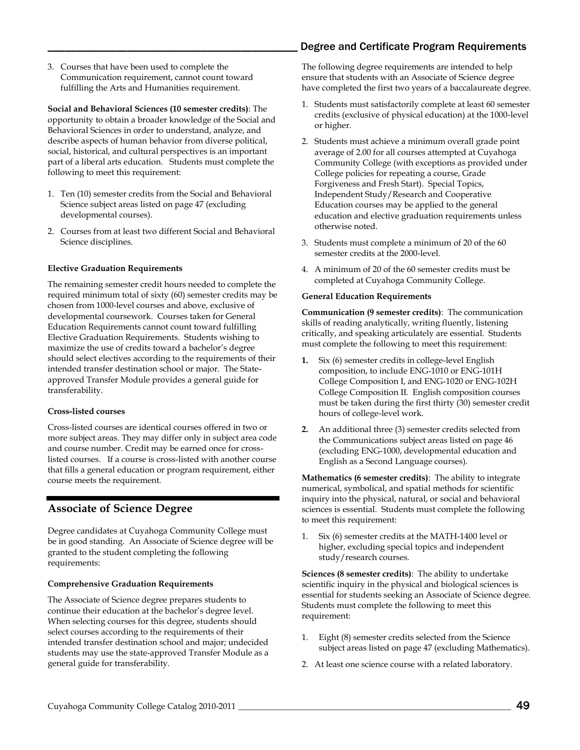3. Courses that have been used to complete the Communication requirement, cannot count toward fulfilling the Arts and Humanities requirement.

**Social and Behavioral Sciences (10 semester credits)**: The opportunity to obtain a broader knowledge of the Social and Behavioral Sciences in order to understand, analyze, and describe aspects of human behavior from diverse political, social, historical, and cultural perspectives is an important part of a liberal arts education. Students must complete the following to meet this requirement:

1. Ten (10) semester credits from the Social and Behavioral Science subject areas listed on page 47 (excluding developmental courses).
2. Courses from at least two different Social and Behavioral Science disciplines.

**Elective Graduation Requirements**

The remaining semester credit hours needed to complete the required minimum total of sixty (60) semester credits may be chosen from 1000-level courses and above, exclusive of developmental coursework. Courses taken for General Education Requirements cannot count toward fulfilling Elective Graduation Requirements. Students wishing to maximize the use of credits toward a bachelor's degree should select electives according to the requirements of their intended transfer destination school or major. The State-approved Transfer Module provides a general guide for transferability.

**Cross-listed courses**

Cross-listed courses are identical courses offered in two or more subject areas. They may differ only in subject area code and course number. Credit may be earned once for cross-listed courses. If a course is cross-listed with another course that fills a general education or program requirement, either course meets the requirement.

## Associate of Science Degree

Degree candidates at Cuyahoga Community College must be in good standing. An Associate of Science degree will be granted to the student completing the following requirements:

**Comprehensive Graduation Requirements**

The Associate of Science degree prepares students to continue their education at the bachelor's degree level. When selecting courses for this degree, students should select courses according to the requirements of their intended transfer destination school and major; undecided students may use the state-approved Transfer Module as a general guide for transferability.

The following degree requirements are intended to help ensure that students with an Associate of Science degree have completed the first two years of a baccalaureate degree.

1. Students must satisfactorily complete at least 60 semester credits (exclusive of physical education) at the 1000-level or higher.
2. Students must achieve a minimum overall grade point average of 2.00 for all courses attempted at Cuyahoga Community College (with exceptions as provided under College policies for repeating a course, Grade Forgiveness and Fresh Start). Special Topics, Independent Study/Research and Cooperative Education courses may be applied to the general education and elective graduation requirements unless otherwise noted.
3. Students must complete a minimum of 20 of the 60 semester credits at the 2000-level.
4. A minimum of 20 of the 60 semester credits must be completed at Cuyahoga Community College.

**General Education Requirements**

**Communication (9 semester credits)**: The communication skills of reading analytically, writing fluently, listening critically, and speaking articulately are essential. Students must complete the following to meet this requirement:

1. Six (6) semester credits in college-level English composition, to include ENG-1010 or ENG-101H College Composition I, and ENG-1020 or ENG-102H College Composition II. English composition courses must be taken during the first thirty (30) semester credit hours of college-level work.
2. An additional three (3) semester credits selected from the Communications subject areas listed on page 46 (excluding ENG-1000, developmental education and English as a Second Language courses).

**Mathematics (6 semester credits)**: The ability to integrate numerical, symbolical, and spatial methods for scientific inquiry into the physical, natural, or social and behavioral sciences is essential. Students must complete the following to meet this requirement:

1. Six (6) semester credits at the MATH-1400 level or higher, excluding special topics and independent study/research courses.

**Sciences (8 semester credits)**: The ability to undertake scientific inquiry in the physical and biological sciences is essential for students seeking an Associate of Science degree. Students must complete the following to meet this requirement:

1. Eight (8) semester credits selected from the Science subject areas listed on page 47 (excluding Mathematics).
2. At least one science course with a related laboratory.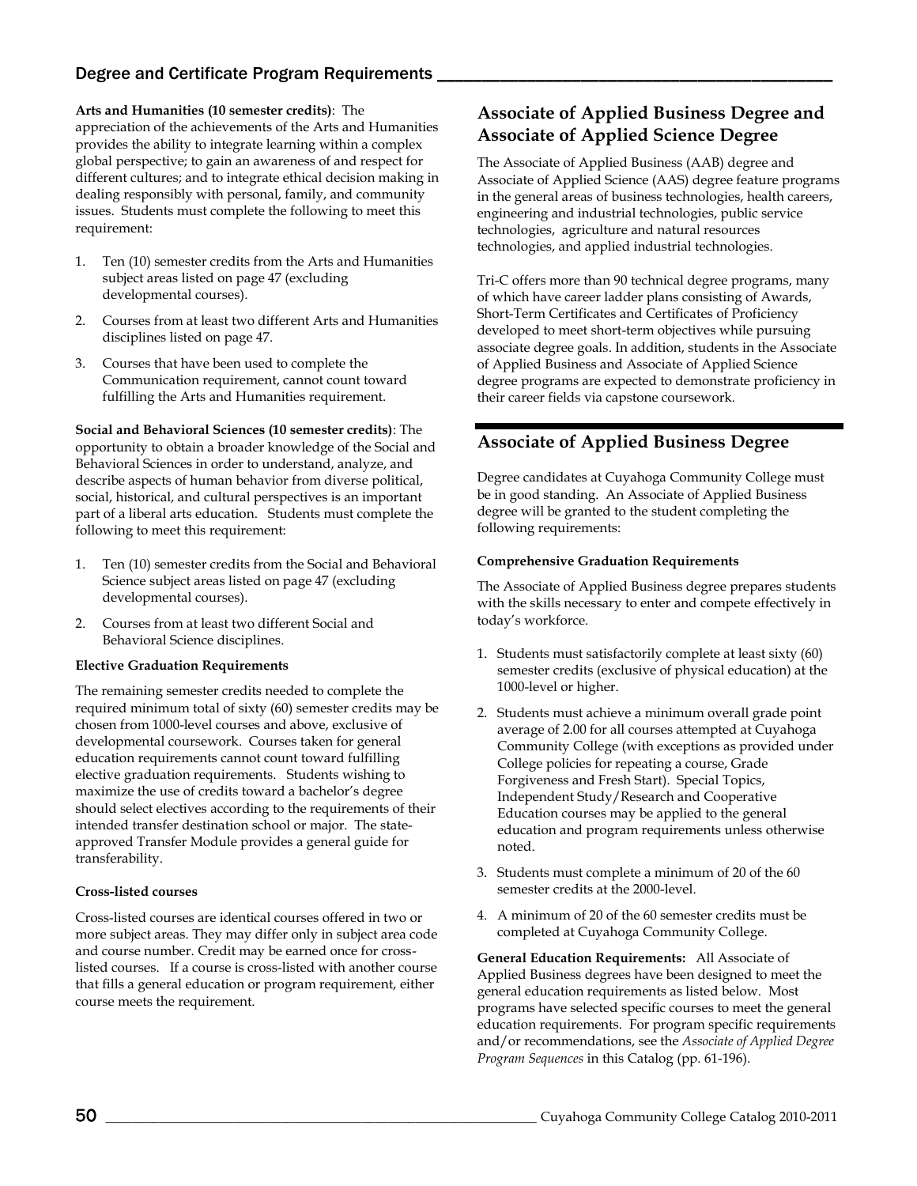**Arts and Humanities (10 semester credits)**: The appreciation of the achievements of the Arts and Humanities provides the ability to integrate learning within a complex global perspective; to gain an awareness of and respect for different cultures; and to integrate ethical decision making in dealing responsibly with personal, family, and community issues. Students must complete the following to meet this requirement:

1. Ten (10) semester credits from the Arts and Humanities subject areas listed on page 47 (excluding developmental courses).
2. Courses from at least two different Arts and Humanities disciplines listed on page 47.
3. Courses that have been used to complete the Communication requirement, cannot count toward fulfilling the Arts and Humanities requirement.

**Social and Behavioral Sciences (10 semester credits)**: The opportunity to obtain a broader knowledge of the Social and Behavioral Sciences in order to understand, analyze, and describe aspects of human behavior from diverse political, social, historical, and cultural perspectives is an important part of a liberal arts education. Students must complete the following to meet this requirement:

1. Ten (10) semester credits from the Social and Behavioral Science subject areas listed on page 47 (excluding developmental courses).
2. Courses from at least two different Social and Behavioral Science disciplines.

**Elective Graduation Requirements**

The remaining semester credits needed to complete the required minimum total of sixty (60) semester credits may be chosen from 1000-level courses and above, exclusive of developmental coursework. Courses taken for general education requirements cannot count toward fulfilling elective graduation requirements. Students wishing to maximize the use of credits toward a bachelor's degree should select electives according to the requirements of their intended transfer destination school or major. The state-approved Transfer Module provides a general guide for transferability.

**Cross-listed courses**

Cross-listed courses are identical courses offered in two or more subject areas. They may differ only in subject area code and course number. Credit may be earned once for cross-listed courses. If a course is cross-listed with another course that fills a general education or program requirement, either course meets the requirement.

## Associate of Applied Business Degree and Associate of Applied Science Degree

The Associate of Applied Business (AAB) degree and Associate of Applied Science (AAS) degree feature programs in the general areas of business technologies, health careers, engineering and industrial technologies, public service technologies, agriculture and natural resources technologies, and applied industrial technologies.

Tri-C offers more than 90 technical degree programs, many of which have career ladder plans consisting of Awards, Short-Term Certificates and Certificates of Proficiency developed to meet short-term objectives while pursuing associate degree goals. In addition, students in the Associate of Applied Business and Associate of Applied Science degree programs are expected to demonstrate proficiency in their career fields via capstone coursework.

## Associate of Applied Business Degree

Degree candidates at Cuyahoga Community College must be in good standing. An Associate of Applied Business degree will be granted to the student completing the following requirements:

**Comprehensive Graduation Requirements**

The Associate of Applied Business degree prepares students with the skills necessary to enter and compete effectively in today's workforce.

1. Students must satisfactorily complete at least sixty (60) semester credits (exclusive of physical education) at the 1000-level or higher.
2. Students must achieve a minimum overall grade point average of 2.00 for all courses attempted at Cuyahoga Community College (with exceptions as provided under College policies for repeating a course, Grade Forgiveness and Fresh Start). Special Topics, Independent Study/Research and Cooperative Education courses may be applied to the general education and program requirements unless otherwise noted.
3. Students must complete a minimum of 20 of the 60 semester credits at the 2000-level.
4. A minimum of 20 of the 60 semester credits must be completed at Cuyahoga Community College.

**General Education Requirements:** All Associate of Applied Business degrees have been designed to meet the general education requirements as listed below. Most programs have selected specific courses to meet the general education requirements. For program specific requirements and/or recommendations, see the *Associate of Applied Degree Program Sequences* in this Catalog (pp. 61-196).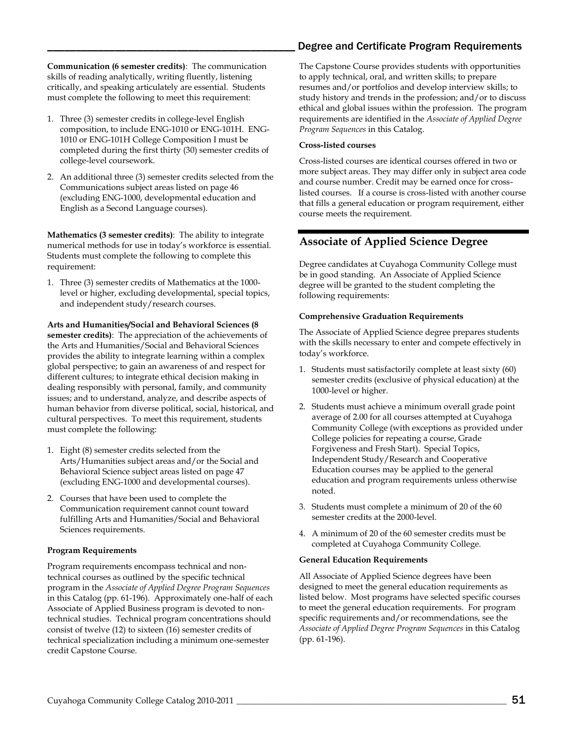**Communication (6 semester credits)**: The communication skills of reading analytically, writing fluently, listening critically, and speaking articulately are essential. Students must complete the following to meet this requirement:

1. Three (3) semester credits in college-level English composition, to include ENG-1010 or ENG-101H. ENG-1010 or ENG-101H College Composition I must be completed during the first thirty (30) semester credits of college-level coursework.
2. An additional three (3) semester credits selected from the Communications subject areas listed on page 46 (excluding ENG-1000, developmental education and English as a Second Language courses).

**Mathematics (3 semester credits)**: The ability to integrate numerical methods for use in today's workforce is essential. Students must complete the following to complete this requirement:

1. Three (3) semester credits of Mathematics at the 1000-level or higher, excluding developmental, special topics, and independent study/research courses.

**Arts and Humanities/Social and Behavioral Sciences (8 semester credits)**: The appreciation of the achievements of the Arts and Humanities/Social and Behavioral Sciences provides the ability to integrate learning within a complex global perspective; to gain an awareness of and respect for different cultures; to integrate ethical decision making in dealing responsibly with personal, family, and community issues; and to understand, analyze, and describe aspects of human behavior from diverse political, social, historical, and cultural perspectives. To meet this requirement, students must complete the following:

1. Eight (8) semester credits selected from the Arts/Humanities subject areas and/or the Social and Behavioral Science subject areas listed on page 47 (excluding ENG-1000 and developmental courses).
2. Courses that have been used to complete the Communication requirement cannot count toward fulfilling Arts and Humanities/Social and Behavioral Sciences requirements.

**Program Requirements**

Program requirements encompass technical and non-technical courses as outlined by the specific technical program in the *Associate of Applied Degree Program Sequences* in this Catalog (pp. 61-196). Approximately one-half of each Associate of Applied Business program is devoted to non-technical studies. Technical program concentrations should consist of twelve (12) to sixteen (16) semester credits of technical specialization including a minimum one-semester credit Capstone Course.

The Capstone Course provides students with opportunities to apply technical, oral, and written skills; to prepare resumes and/or portfolios and develop interview skills; to study history and trends in the profession; and/or to discuss ethical and global issues within the profession. The program requirements are identified in the *Associate of Applied Degree Program Sequences* in this Catalog.

**Cross-listed courses**

Cross-listed courses are identical courses offered in two or more subject areas. They may differ only in subject area code and course number. Credit may be earned once for cross-listed courses. If a course is cross-listed with another course that fills a general education or program requirement, either course meets the requirement.

## Associate of Applied Science Degree

Degree candidates at Cuyahoga Community College must be in good standing. An Associate of Applied Science degree will be granted to the student completing the following requirements:

**Comprehensive Graduation Requirements**

The Associate of Applied Science degree prepares students with the skills necessary to enter and compete effectively in today's workforce.

1. Students must satisfactorily complete at least sixty (60) semester credits (exclusive of physical education) at the 1000-level or higher.
2. Students must achieve a minimum overall grade point average of 2.00 for all courses attempted at Cuyahoga Community College (with exceptions as provided under College policies for repeating a course, Grade Forgiveness and Fresh Start). Special Topics, Independent Study/Research and Cooperative Education courses may be applied to the general education and program requirements unless otherwise noted.
3. Students must complete a minimum of 20 of the 60 semester credits at the 2000-level.
4. A minimum of 20 of the 60 semester credits must be completed at Cuyahoga Community College.

**General Education Requirements**

All Associate of Applied Science degrees have been designed to meet the general education requirements as listed below. Most programs have selected specific courses to meet the general education requirements. For program specific requirements and/or recommendations, see the *Associate of Applied Degree Program Sequences* in this Catalog (pp. 61-196).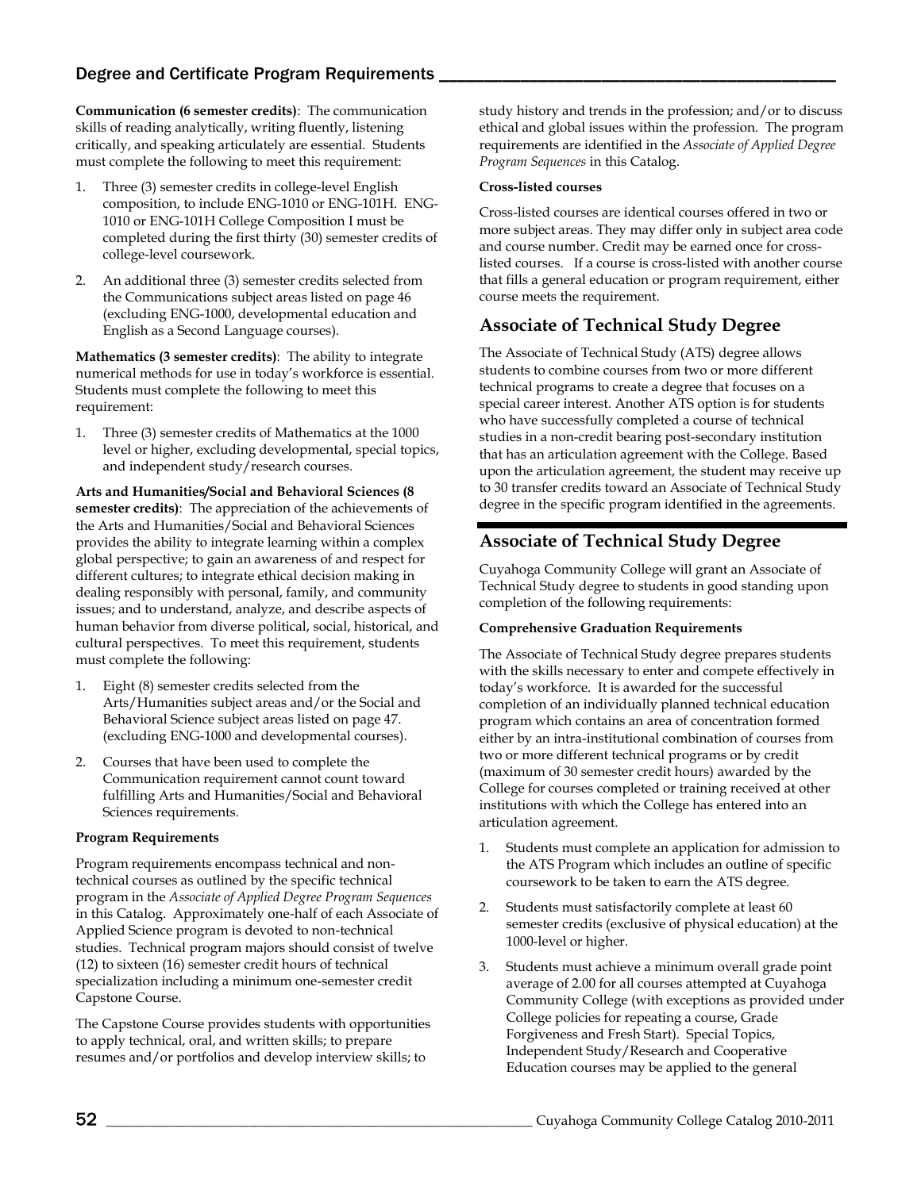**Communication (6 semester credits)**: The communication skills of reading analytically, writing fluently, listening critically, and speaking articulately are essential. Students must complete the following to meet this requirement:

1. Three (3) semester credits in college-level English composition, to include ENG-1010 or ENG-101H. ENG-1010 or ENG-101H College Composition I must be completed during the first thirty (30) semester credits of college-level coursework.
2. An additional three (3) semester credits selected from the Communications subject areas listed on page 46 (excluding ENG-1000, developmental education and English as a Second Language courses).

**Mathematics (3 semester credits)**: The ability to integrate numerical methods for use in today's workforce is essential. Students must complete the following to meet this requirement:

1. Three (3) semester credits of Mathematics at the 1000 level or higher, excluding developmental, special topics, and independent study/research courses.

**Arts and Humanities/Social and Behavioral Sciences (8 semester credits)**: The appreciation of the achievements of the Arts and Humanities/Social and Behavioral Sciences provides the ability to integrate learning within a complex global perspective; to gain an awareness of and respect for different cultures; to integrate ethical decision making in dealing responsibly with personal, family, and community issues; and to understand, analyze, and describe aspects of human behavior from diverse political, social, historical, and cultural perspectives. To meet this requirement, students must complete the following:

1. Eight (8) semester credits selected from the Arts/Humanities subject areas and/or the Social and Behavioral Science subject areas listed on page 47. (excluding ENG-1000 and developmental courses).
2. Courses that have been used to complete the Communication requirement cannot count toward fulfilling Arts and Humanities/Social and Behavioral Sciences requirements.

**Program Requirements**

Program requirements encompass technical and non-technical courses as outlined by the specific technical program in the *Associate of Applied Degree Program Sequences* in this Catalog. Approximately one-half of each Associate of Applied Science program is devoted to non-technical studies. Technical program majors should consist of twelve (12) to sixteen (16) semester credit hours of technical specialization including a minimum one-semester credit Capstone Course.

The Capstone Course provides students with opportunities to apply technical, oral, and written skills; to prepare resumes and/or portfolios and develop interview skills; to study history and trends in the profession; and/or to discuss ethical and global issues within the profession. The program requirements are identified in the *Associate of Applied Degree Program Sequences* in this Catalog.

**Cross-listed courses**

Cross-listed courses are identical courses offered in two or more subject areas. They may differ only in subject area code and course number. Credit may be earned once for cross-listed courses. If a course is cross-listed with another course that fills a general education or program requirement, either course meets the requirement.

## Associate of Technical Study Degree

The Associate of Technical Study (ATS) degree allows students to combine courses from two or more different technical programs to create a degree that focuses on a special career interest. Another ATS option is for students who have successfully completed a course of technical studies in a non-credit bearing post-secondary institution that has an articulation agreement with the College. Based upon the articulation agreement, the student may receive up to 30 transfer credits toward an Associate of Technical Study degree in the specific program identified in the agreements.

## Associate of Technical Study Degree

Cuyahoga Community College will grant an Associate of Technical Study degree to students in good standing upon completion of the following requirements:

**Comprehensive Graduation Requirements**

The Associate of Technical Study degree prepares students with the skills necessary to enter and compete effectively in today's workforce. It is awarded for the successful completion of an individually planned technical education program which contains an area of concentration formed either by an intra-institutional combination of courses from two or more different technical programs or by credit (maximum of 30 semester credit hours) awarded by the College for courses completed or training received at other institutions with which the College has entered into an articulation agreement.

1. Students must complete an application for admission to the ATS Program which includes an outline of specific coursework to be taken to earn the ATS degree.
2. Students must satisfactorily complete at least 60 semester credits (exclusive of physical education) at the 1000-level or higher.
3. Students must achieve a minimum overall grade point average of 2.00 for all courses attempted at Cuyahoga Community College (with exceptions as provided under College policies for repeating a course, Grade Forgiveness and Fresh Start). Special Topics, Independent Study/Research and Cooperative Education courses may be applied to the general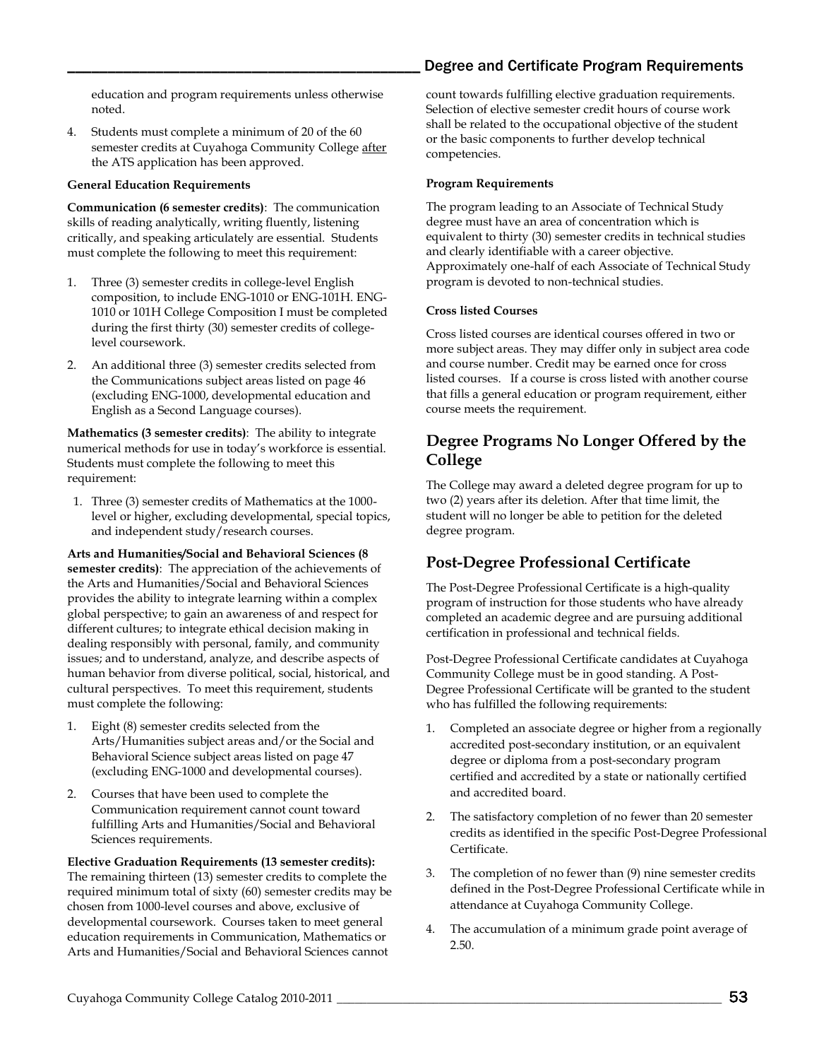education and program requirements unless otherwise noted.

4. Students must complete a minimum of 20 of the 60 semester credits at Cuyahoga Community College after the ATS application has been approved.

**General Education Requirements**

**Communication (6 semester credits)**: The communication skills of reading analytically, writing fluently, listening critically, and speaking articulately are essential. Students must complete the following to meet this requirement:

1. Three (3) semester credits in college-level English composition, to include ENG-1010 or ENG-101H. ENG-1010 or 101H College Composition I must be completed during the first thirty (30) semester credits of college-level coursework.
2. An additional three (3) semester credits selected from the Communications subject areas listed on page 46 (excluding ENG-1000, developmental education and English as a Second Language courses).

**Mathematics (3 semester credits)**: The ability to integrate numerical methods for use in today's workforce is essential. Students must complete the following to meet this requirement:

1. Three (3) semester credits of Mathematics at the 1000-level or higher, excluding developmental, special topics, and independent study/research courses.

**Arts and Humanities/Social and Behavioral Sciences (8 semester credits)**: The appreciation of the achievements of the Arts and Humanities/Social and Behavioral Sciences provides the ability to integrate learning within a complex global perspective; to gain an awareness of and respect for different cultures; to integrate ethical decision making in dealing responsibly with personal, family, and community issues; and to understand, analyze, and describe aspects of human behavior from diverse political, social, historical, and cultural perspectives. To meet this requirement, students must complete the following:

1. Eight (8) semester credits selected from the Arts/Humanities subject areas and/or the Social and Behavioral Science subject areas listed on page 47 (excluding ENG-1000 and developmental courses).
2. Courses that have been used to complete the Communication requirement cannot count toward fulfilling Arts and Humanities/Social and Behavioral Sciences requirements.

**Elective Graduation Requirements (13 semester credits):** The remaining thirteen (13) semester credits to complete the required minimum total of sixty (60) semester credits may be chosen from 1000-level courses and above, exclusive of developmental coursework. Courses taken to meet general education requirements in Communication, Mathematics or Arts and Humanities/Social and Behavioral Sciences cannot count towards fulfilling elective graduation requirements. Selection of elective semester credit hours of course work shall be related to the occupational objective of the student or the basic components to further develop technical competencies.

**Program Requirements**

The program leading to an Associate of Technical Study degree must have an area of concentration which is equivalent to thirty (30) semester credits in technical studies and clearly identifiable with a career objective. Approximately one-half of each Associate of Technical Study program is devoted to non-technical studies.

**Cross listed Courses**

Cross listed courses are identical courses offered in two or more subject areas. They may differ only in subject area code and course number. Credit may be earned once for cross listed courses. If a course is cross listed with another course that fills a general education or program requirement, either course meets the requirement.

## Degree Programs No Longer Offered by the College

The College may award a deleted degree program for up to two (2) years after its deletion. After that time limit, the student will no longer be able to petition for the deleted degree program.

## Post-Degree Professional Certificate

The Post-Degree Professional Certificate is a high-quality program of instruction for those students who have already completed an academic degree and are pursuing additional certification in professional and technical fields.

Post-Degree Professional Certificate candidates at Cuyahoga Community College must be in good standing. A Post-Degree Professional Certificate will be granted to the student who has fulfilled the following requirements:

1. Completed an associate degree or higher from a regionally accredited post-secondary institution, or an equivalent degree or diploma from a post-secondary program certified and accredited by a state or nationally certified and accredited board.
2. The satisfactory completion of no fewer than 20 semester credits as identified in the specific Post-Degree Professional Certificate.
3. The completion of no fewer than (9) nine semester credits defined in the Post-Degree Professional Certificate while in attendance at Cuyahoga Community College.
4. The accumulation of a minimum grade point average of 2.50.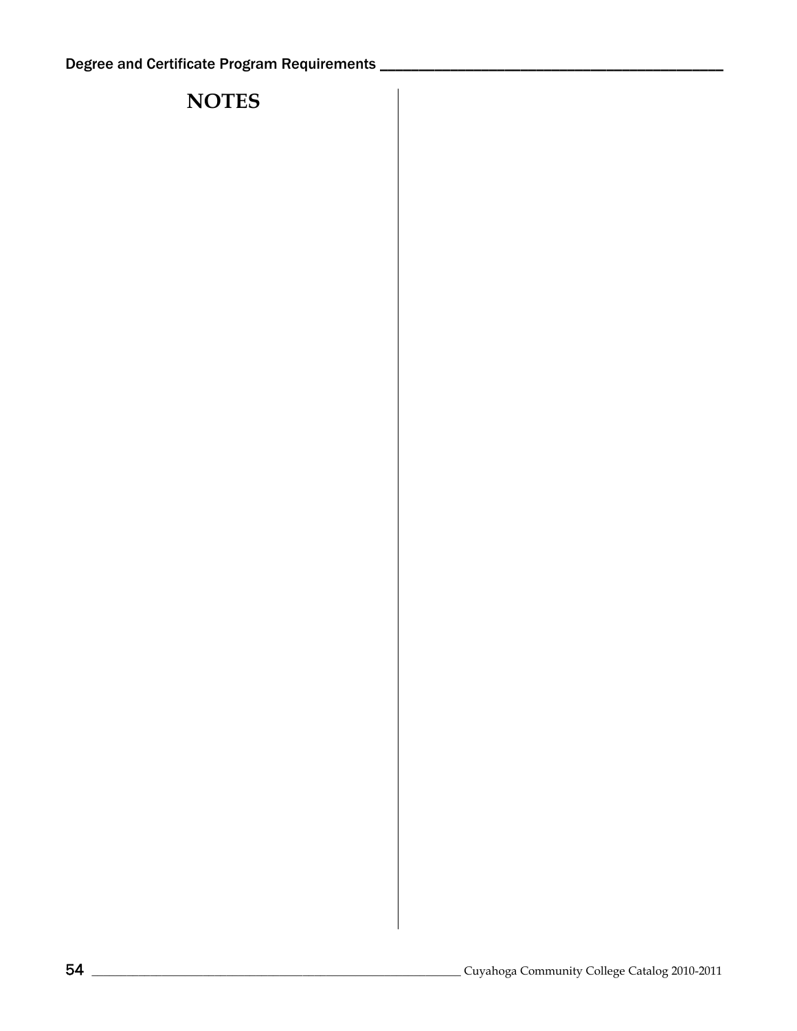# NOTES